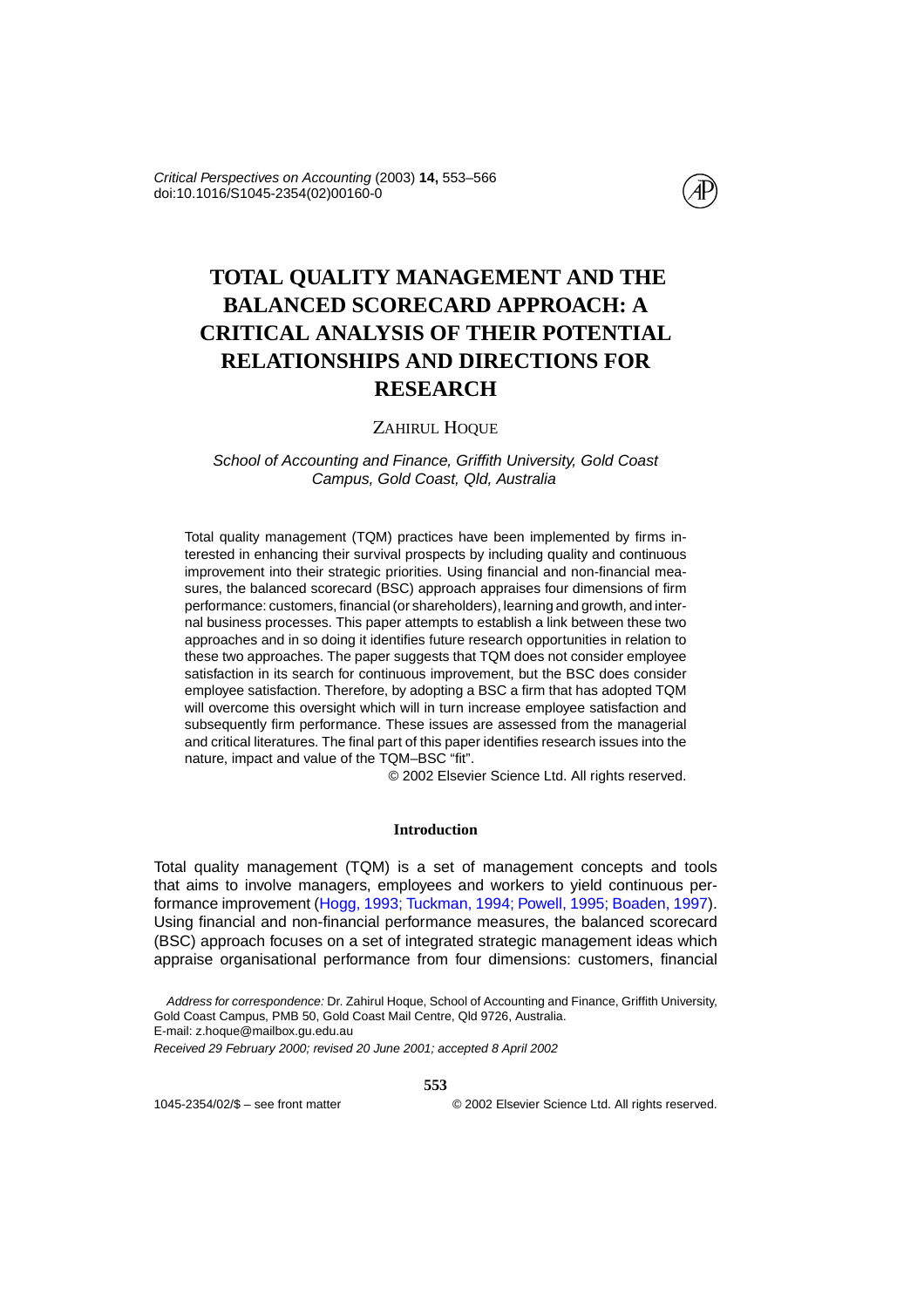# TOTAL QUALITY MANAGEMENT AND THE BALANCED SCORECARD APPROACH: A CRITICAL ANALYSIS OF THEIR POTENTIAL RELATIONSHIPS AND DIRECTIONS FOR RESEARCH

ZAHIRUL HOQUE

*School of Accounting and Finance, Griffith University, Gold Coast Campus, Gold Coast, Qld, Australia*

Total quality management (TQM) practices have been implemented by firms interested in enhancing their survival prospects by including quality and continuous improvement into their strategic priorities. Using financial and non-financial measures, the balanced scorecard (BSC) approach appraises four dimensions of firm performance: customers, financial (or shareholders), learning and growth, and internal business processes. This paper attempts to establish a link between these two approaches and in so doing it identifies future research opportunities in relation to these two approaches. The paper suggests that TQM does not consider employee satisfaction in its search for continuous improvement, but the BSC does consider employee satisfaction. Therefore, by adopting a BSC a firm that has adopted TQM will overcome this oversight which will in turn increase employee satisfaction and subsequently firm performance. These issues are assessed from the managerial and critical literatures. The final part of this paper identifies research issues into the nature, impact and value of the TQM–BSC "fit".

© 2002 Elsevier Science Ltd. All rights reserved.

## Introduction

Total quality management (TQM) is a set of management concepts and tools that aims to involve managers, employees and workers to yield continuous performance improvement (Hogg, 1993; Tuckman, 1994; Powell, 1995; Boaden, 1997). Using financial and non-financial performance measures, the balanced scorecard (BSC) approach focuses on a set of integrated strategic management ideas which appraise organisational performance from four dimensions: customers, financial

*Address for correspondence:* Dr. Zahirul Hoque, School of Accounting and Finance, Griffith University, Gold Coast Campus, PMB 50, Gold Coast Mail Centre, Qld 9726, Australia.
E-mail: z.hoque@mailbox.gu.edu.au

*Received 29 February 2000; revised 20 June 2001; accepted 8 April 2002*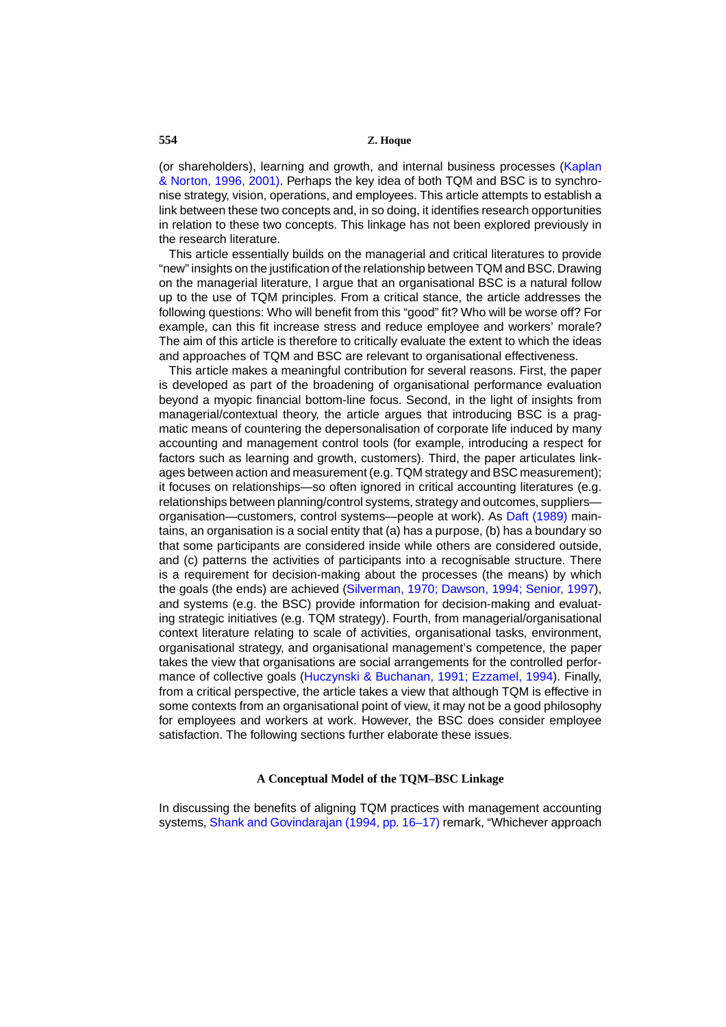(or shareholders), learning and growth, and internal business processes (Kaplan & Norton, 1996, 2001). Perhaps the key idea of both TQM and BSC is to synchronise strategy, vision, operations, and employees. This article attempts to establish a link between these two concepts and, in so doing, it identifies research opportunities in relation to these two concepts. This linkage has not been explored previously in the research literature.

This article essentially builds on the managerial and critical literatures to provide "new" insights on the justification of the relationship between TQM and BSC. Drawing on the managerial literature, I argue that an organisational BSC is a natural follow up to the use of TQM principles. From a critical stance, the article addresses the following questions: Who will benefit from this "good" fit? Who will be worse off? For example, can this fit increase stress and reduce employee and workers' morale? The aim of this article is therefore to critically evaluate the extent to which the ideas and approaches of TQM and BSC are relevant to organisational effectiveness.

This article makes a meaningful contribution for several reasons. First, the paper is developed as part of the broadening of organisational performance evaluation beyond a myopic financial bottom-line focus. Second, in the light of insights from managerial/contextual theory, the article argues that introducing BSC is a pragmatic means of countering the depersonalisation of corporate life induced by many accounting and management control tools (for example, introducing a respect for factors such as learning and growth, customers). Third, the paper articulates linkages between action and measurement (e.g. TQM strategy and BSC measurement); it focuses on relationships—so often ignored in critical accounting literatures (e.g. relationships between planning/control systems, strategy and outcomes, suppliers—organisation—customers, control systems—people at work). As Daft (1989) maintains, an organisation is a social entity that (a) has a purpose, (b) has a boundary so that some participants are considered inside while others are considered outside, and (c) patterns the activities of participants into a recognisable structure. There is a requirement for decision-making about the processes (the means) by which the goals (the ends) are achieved (Silverman, 1970; Dawson, 1994; Senior, 1997), and systems (e.g. the BSC) provide information for decision-making and evaluating strategic initiatives (e.g. TQM strategy). Fourth, from managerial/organisational context literature relating to scale of activities, organisational tasks, environment, organisational strategy, and organisational management's competence, the paper takes the view that organisations are social arrangements for the controlled performance of collective goals (Huczynski & Buchanan, 1991; Ezzamel, 1994). Finally, from a critical perspective, the article takes a view that although TQM is effective in some contexts from an organisational point of view, it may not be a good philosophy for employees and workers at work. However, the BSC does consider employee satisfaction. The following sections further elaborate these issues.

## A Conceptual Model of the TQM–BSC Linkage

In discussing the benefits of aligning TQM practices with management accounting systems, Shank and Govindarajan (1994, pp. 16–17) remark, "Whichever approach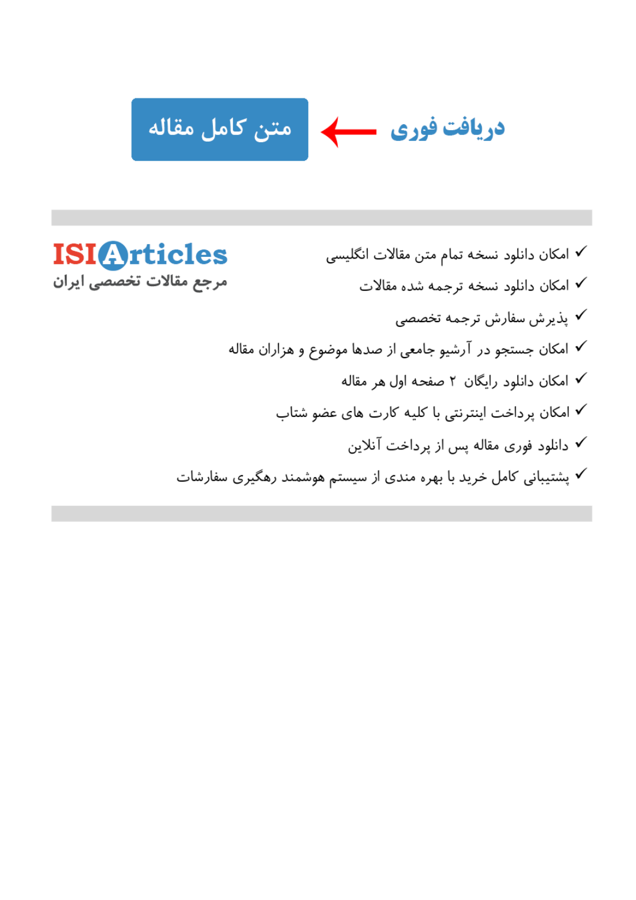دریافت فوری ← **متن کامل مقاله**

**ISIArticles**
مرجع مقالات تخصصی ایران

- ✓ امکان دانلود نسخه تمام متن مقالات انگلیسی
- ✓ امکان دانلود نسخه ترجمه شده مقالات
- ✓ پذیرش سفارش ترجمه تخصصی
- ✓ امکان جستجو در آرشیو جامعی از صدها موضوع و هزاران مقاله
- ✓ امکان دانلود رایگان ۲ صفحه اول هر مقاله
- ✓ امکان پرداخت اینترنتی با کلیه کارت های عضو شتاب
- ✓ دانلود فوری مقاله پس از پرداخت آنلاین
- ✓ پشتیبانی کامل خرید با بهره مندی از سیستم هوشمند رهگیری سفارشات